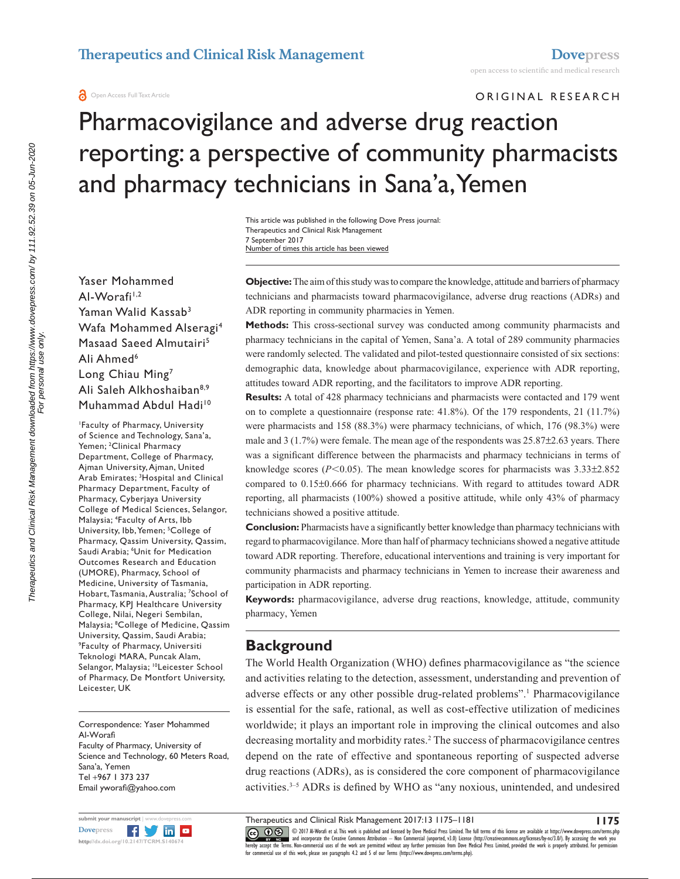Open Access Full Text Article

ORIGINAL RESEARCH

# Pharmacovigilance and adverse drug reaction reporting: a perspective of community pharmacists and pharmacy technicians in Sana'a, Yemen

This article was published in the following Dove Press journal:
Therapeutics and Clinical Risk Management
7 September 2017
Number of times this article has been viewed

Yaser Mohammed Al-Worafi[1,2]
Yaman Walid Kassab[3]
Wafa Mohammed Alseragi[4]
Masaad Saeed Almutairi[5]
Ali Ahmed[6]
Long Chiau Ming[7]
Ali Saleh Alkhoshaiban[8,9]
Muhammad Abdul Hadi[10]

[1]Faculty of Pharmacy, University of Science and Technology, Sana'a, Yemen; [2]Clinical Pharmacy Department, College of Pharmacy, Ajman University, Ajman, United Arab Emirates; [3]Hospital and Clinical Pharmacy Department, Faculty of Pharmacy, Cyberjaya University College of Medical Sciences, Selangor, Malaysia; [4]Faculty of Arts, Ibb University, Ibb, Yemen; [5]College of Pharmacy, Qassim University, Qassim, Saudi Arabia; [6]Unit for Medication Outcomes Research and Education (UMORE), Pharmacy, School of Medicine, University of Tasmania, Hobart, Tasmania, Australia; [7]School of Pharmacy, KPJ Healthcare University College, Nilai, Negeri Sembilan, Malaysia; [8]College of Medicine, Qassim University, Qassim, Saudi Arabia; [9]Faculty of Pharmacy, Universiti Teknologi MARA, Puncak Alam, Selangor, Malaysia; [10]Leicester School of Pharmacy, De Montfort University, Leicester, UK

Correspondence: Yaser Mohammed Al-Worafi
Faculty of Pharmacy, University of Science and Technology, 60 Meters Road, Sana'a, Yemen
Tel +967 1 373 237
Email yworafi@yahoo.com

**Objective:** The aim of this study was to compare the knowledge, attitude and barriers of pharmacy technicians and pharmacists toward pharmacovigilance, adverse drug reactions (ADRs) and ADR reporting in community pharmacies in Yemen.

**Methods:** This cross-sectional survey was conducted among community pharmacists and pharmacy technicians in the capital of Yemen, Sana'a. A total of 289 community pharmacies were randomly selected. The validated and pilot-tested questionnaire consisted of six sections: demographic data, knowledge about pharmacovigilance, experience with ADR reporting, attitudes toward ADR reporting, and the facilitators to improve ADR reporting.

**Results:** A total of 428 pharmacy technicians and pharmacists were contacted and 179 went on to complete a questionnaire (response rate: 41.8%). Of the 179 respondents, 21 (11.7%) were pharmacists and 158 (88.3%) were pharmacy technicians, of which, 176 (98.3%) were male and 3 (1.7%) were female. The mean age of the respondents was 25.87±2.63 years. There was a significant difference between the pharmacists and pharmacy technicians in terms of knowledge scores ($P<0.05$). The mean knowledge scores for pharmacists was 3.33±2.852 compared to 0.15±0.666 for pharmacy technicians. With regard to attitudes toward ADR reporting, all pharmacists (100%) showed a positive attitude, while only 43% of pharmacy technicians showed a positive attitude.

**Conclusion:** Pharmacists have a significantly better knowledge than pharmacy technicians with regard to pharmacovigilance. More than half of pharmacy technicians showed a negative attitude toward ADR reporting. Therefore, educational interventions and training is very important for community pharmacists and pharmacy technicians in Yemen to increase their awareness and participation in ADR reporting.

**Keywords:** pharmacovigilance, adverse drug reactions, knowledge, attitude, community pharmacy, Yemen

## Background

The World Health Organization (WHO) defines pharmacovigilance as "the science and activities relating to the detection, assessment, understanding and prevention of adverse effects or any other possible drug-related problems".[1] Pharmacovigilance is essential for the safe, rational, as well as cost-effective utilization of medicines worldwide; it plays an important role in improving the clinical outcomes and also decreasing mortality and morbidity rates.[2] The success of pharmacovigilance centres depend on the rate of effective and spontaneous reporting of suspected adverse drug reactions (ADRs), as is considered the core component of pharmacovigilance activities.[3–5] ADRs is defined by WHO as "any noxious, unintended, and undesired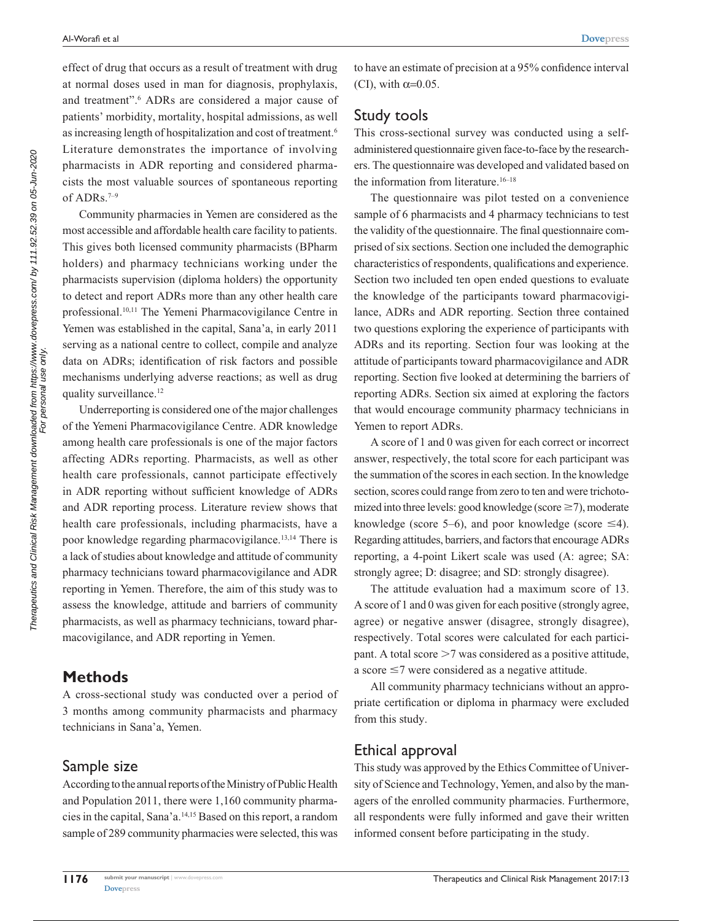effect of drug that occurs as a result of treatment with drug at normal doses used in man for diagnosis, prophylaxis, and treatment".[6] ADRs are considered a major cause of patients' morbidity, mortality, hospital admissions, as well as increasing length of hospitalization and cost of treatment.[6] Literature demonstrates the importance of involving pharmacists in ADR reporting and considered pharmacists the most valuable sources of spontaneous reporting of ADRs.[7–9]

Community pharmacies in Yemen are considered as the most accessible and affordable health care facility to patients. This gives both licensed community pharmacists (BPharm holders) and pharmacy technicians working under the pharmacists supervision (diploma holders) the opportunity to detect and report ADRs more than any other health care professional.[10,11] The Yemeni Pharmacovigilance Centre in Yemen was established in the capital, Sana'a, in early 2011 serving as a national centre to collect, compile and analyze data on ADRs; identification of risk factors and possible mechanisms underlying adverse reactions; as well as drug quality surveillance.[12]

Underreporting is considered one of the major challenges of the Yemeni Pharmacovigilance Centre. ADR knowledge among health care professionals is one of the major factors affecting ADRs reporting. Pharmacists, as well as other health care professionals, cannot participate effectively in ADR reporting without sufficient knowledge of ADRs and ADR reporting process. Literature review shows that health care professionals, including pharmacists, have a poor knowledge regarding pharmacovigilance.[13,14] There is a lack of studies about knowledge and attitude of community pharmacy technicians toward pharmacovigilance and ADR reporting in Yemen. Therefore, the aim of this study was to assess the knowledge, attitude and barriers of community pharmacists, as well as pharmacy technicians, toward pharmacovigilance, and ADR reporting in Yemen.

## Methods

A cross-sectional study was conducted over a period of 3 months among community pharmacists and pharmacy technicians in Sana'a, Yemen.

### Sample size

According to the annual reports of the Ministry of Public Health and Population 2011, there were 1,160 community pharmacies in the capital, Sana'a.[14,15] Based on this report, a random sample of 289 community pharmacies were selected, this was to have an estimate of precision at a 95% confidence interval (CI), with $\alpha=0.05$.

### Study tools

This cross-sectional survey was conducted using a self-administered questionnaire given face-to-face by the researchers. The questionnaire was developed and validated based on the information from literature.[16–18]

The questionnaire was pilot tested on a convenience sample of 6 pharmacists and 4 pharmacy technicians to test the validity of the questionnaire. The final questionnaire comprised of six sections. Section one included the demographic characteristics of respondents, qualifications and experience. Section two included ten open ended questions to evaluate the knowledge of the participants toward pharmacovigilance, ADRs and ADR reporting. Section three contained two questions exploring the experience of participants with ADRs and its reporting. Section four was looking at the attitude of participants toward pharmacovigilance and ADR reporting. Section five looked at determining the barriers of reporting ADRs. Section six aimed at exploring the factors that would encourage community pharmacy technicians in Yemen to report ADRs.

A score of 1 and 0 was given for each correct or incorrect answer, respectively, the total score for each participant was the summation of the scores in each section. In the knowledge section, scores could range from zero to ten and were trichotomized into three levels: good knowledge (score $\geq$7), moderate knowledge (score 5–6), and poor knowledge (score $\leq$4). Regarding attitudes, barriers, and factors that encourage ADRs reporting, a 4-point Likert scale was used (A: agree; SA: strongly agree; D: disagree; and SD: strongly disagree).

The attitude evaluation had a maximum score of 13. A score of 1 and 0 was given for each positive (strongly agree, agree) or negative answer (disagree, strongly disagree), respectively. Total scores were calculated for each participant. A total score $>$7 was considered as a positive attitude, a score $\leq$7 were considered as a negative attitude.

All community pharmacy technicians without an appropriate certification or diploma in pharmacy were excluded from this study.

### Ethical approval

This study was approved by the Ethics Committee of University of Science and Technology, Yemen, and also by the managers of the enrolled community pharmacies. Furthermore, all respondents were fully informed and gave their written informed consent before participating in the study.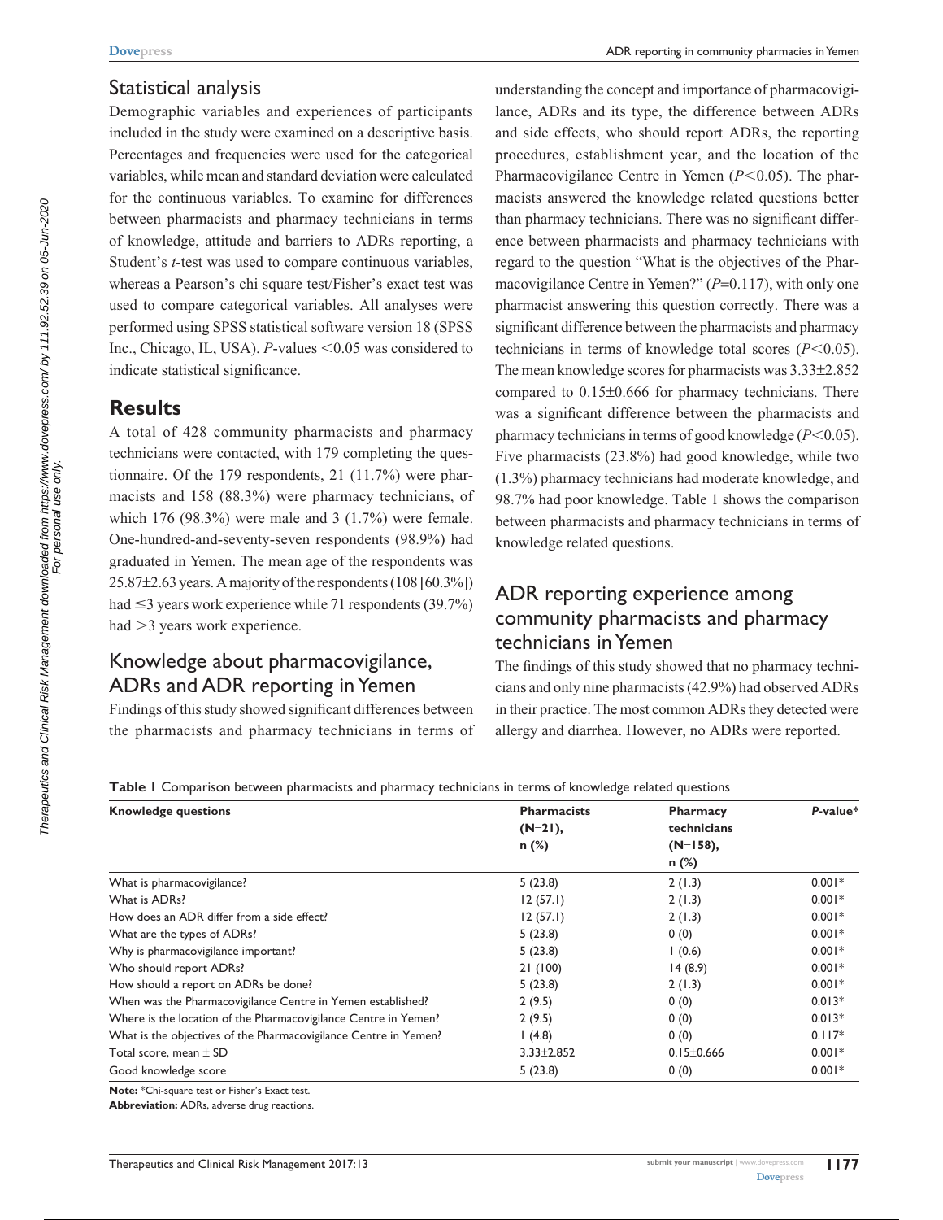## Statistical analysis

Demographic variables and experiences of participants included in the study were examined on a descriptive basis. Percentages and frequencies were used for the categorical variables, while mean and standard deviation were calculated for the continuous variables. To examine for differences between pharmacists and pharmacy technicians in terms of knowledge, attitude and barriers to ADRs reporting, a Student's *t*-test was used to compare continuous variables, whereas a Pearson's chi square test/Fisher's exact test was used to compare categorical variables. All analyses were performed using SPSS statistical software version 18 (SPSS Inc., Chicago, IL, USA). *P*-values $<0.05$ was considered to indicate statistical significance.

# Results

A total of 428 community pharmacists and pharmacy technicians were contacted, with 179 completing the questionnaire. Of the 179 respondents, 21 (11.7%) were pharmacists and 158 (88.3%) were pharmacy technicians, of which 176 (98.3%) were male and 3 (1.7%) were female. One-hundred-and-seventy-seven respondents (98.9%) had graduated in Yemen. The mean age of the respondents was 25.87±2.63 years. A majority of the respondents (108 [60.3%]) had ≤3 years work experience while 71 respondents (39.7%) had >3 years work experience.

## Knowledge about pharmacovigilance, ADRs and ADR reporting in Yemen

Findings of this study showed significant differences between the pharmacists and pharmacy technicians in terms of understanding the concept and importance of pharmacovigilance, ADRs and its type, the difference between ADRs and side effects, who should report ADRs, the reporting procedures, establishment year, and the location of the Pharmacovigilance Centre in Yemen ($P<0.05$). The pharmacists answered the knowledge related questions better than pharmacy technicians. There was no significant difference between pharmacists and pharmacy technicians with regard to the question "What is the objectives of the Pharmacovigilance Centre in Yemen?" ($P=0.117$), with only one pharmacist answering this question correctly. There was a significant difference between the pharmacists and pharmacy technicians in terms of knowledge total scores ($P<0.05$). The mean knowledge scores for pharmacists was 3.33±2.852 compared to 0.15±0.666 for pharmacy technicians. There was a significant difference between the pharmacists and pharmacy technicians in terms of good knowledge ($P<0.05$). Five pharmacists (23.8%) had good knowledge, while two (1.3%) pharmacy technicians had moderate knowledge, and 98.7% had poor knowledge. Table 1 shows the comparison between pharmacists and pharmacy technicians in terms of knowledge related questions.

## ADR reporting experience among community pharmacists and pharmacy technicians in Yemen

The findings of this study showed that no pharmacy technicians and only nine pharmacists (42.9%) had observed ADRs in their practice. The most common ADRs they detected were allergy and diarrhea. However, no ADRs were reported.

**Table 1** Comparison between pharmacists and pharmacy technicians in terms of knowledge related questions

| Knowledge questions | Pharmacists (N=21), n (%) | Pharmacy technicians (N=158), n (%) | *P*-value* |
|---|---|---|---|
| What is pharmacovigilance? | 5 (23.8) | 2 (1.3) | 0.001* |
| What is ADRs? | 12 (57.1) | 2 (1.3) | 0.001* |
| How does an ADR differ from a side effect? | 12 (57.1) | 2 (1.3) | 0.001* |
| What are the types of ADRs? | 5 (23.8) | 0 (0) | 0.001* |
| Why is pharmacovigilance important? | 5 (23.8) | 1 (0.6) | 0.001* |
| Who should report ADRs? | 21 (100) | 14 (8.9) | 0.001* |
| How should a report on ADRs be done? | 5 (23.8) | 2 (1.3) | 0.001* |
| When was the Pharmacovigilance Centre in Yemen established? | 2 (9.5) | 0 (0) | 0.013* |
| Where is the location of the Pharmacovigilance Centre in Yemen? | 2 (9.5) | 0 (0) | 0.013* |
| What is the objectives of the Pharmacovigilance Centre in Yemen? | 1 (4.8) | 0 (0) | 0.117* |
| Total score, mean ± SD | 3.33±2.852 | 0.15±0.666 | 0.001* |
| Good knowledge score | 5 (23.8) | 0 (0) | 0.001* |

**Note:** *Chi-square test or Fisher's Exact test.

**Abbreviation:** ADRs, adverse drug reactions.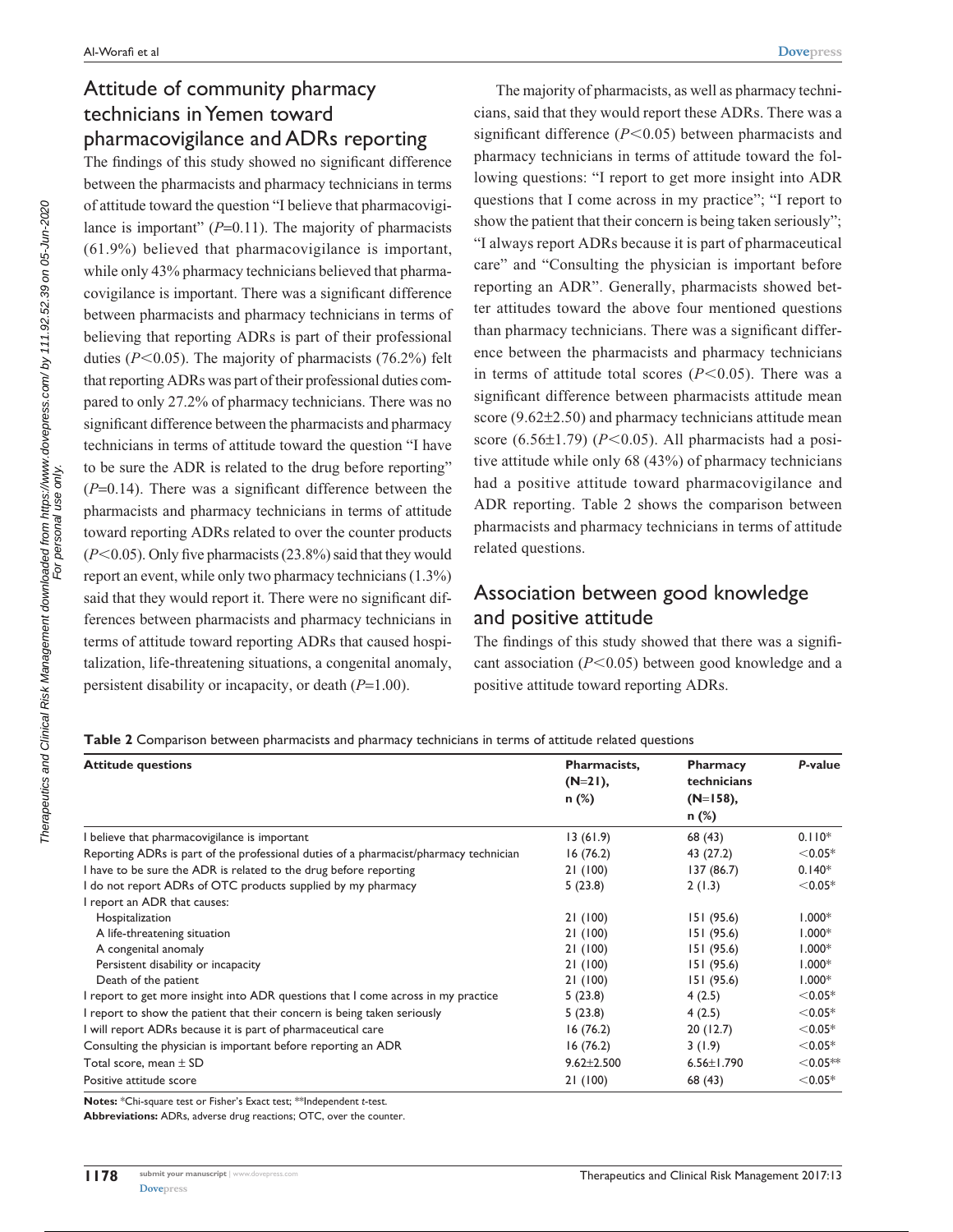## Attitude of community pharmacy technicians in Yemen toward pharmacovigilance and ADRs reporting

The findings of this study showed no significant difference between the pharmacists and pharmacy technicians in terms of attitude toward the question "I believe that pharmacovigilance is important" ($P$=0.11). The majority of pharmacists (61.9%) believed that pharmacovigilance is important, while only 43% pharmacy technicians believed that pharmacovigilance is important. There was a significant difference between pharmacists and pharmacy technicians in terms of believing that reporting ADRs is part of their professional duties ($P$<0.05). The majority of pharmacists (76.2%) felt that reporting ADRs was part of their professional duties compared to only 27.2% of pharmacy technicians. There was no significant difference between the pharmacists and pharmacy technicians in terms of attitude toward the question "I have to be sure the ADR is related to the drug before reporting" ($P$=0.14). There was a significant difference between the pharmacists and pharmacy technicians in terms of attitude toward reporting ADRs related to over the counter products ($P$<0.05). Only five pharmacists (23.8%) said that they would report an event, while only two pharmacy technicians (1.3%) said that they would report it. There were no significant differences between pharmacists and pharmacy technicians in terms of attitude toward reporting ADRs that caused hospitalization, life-threatening situations, a congenital anomaly, persistent disability or incapacity, or death ($P$=1.00).

The majority of pharmacists, as well as pharmacy technicians, said that they would report these ADRs. There was a significant difference ($P$<0.05) between pharmacists and pharmacy technicians in terms of attitude toward the following questions: "I report to get more insight into ADR questions that I come across in my practice"; "I report to show the patient that their concern is being taken seriously"; "I always report ADRs because it is part of pharmaceutical care" and "Consulting the physician is important before reporting an ADR". Generally, pharmacists showed better attitudes toward the above four mentioned questions than pharmacy technicians. There was a significant difference between the pharmacists and pharmacy technicians in terms of attitude total scores ($P$<0.05). There was a significant difference between pharmacists attitude mean score (9.62±2.50) and pharmacy technicians attitude mean score (6.56±1.79) ($P$<0.05). All pharmacists had a positive attitude while only 68 (43%) of pharmacy technicians had a positive attitude toward pharmacovigilance and ADR reporting. Table 2 shows the comparison between pharmacists and pharmacy technicians in terms of attitude related questions.

## Association between good knowledge and positive attitude

The findings of this study showed that there was a significant association ($P$<0.05) between good knowledge and a positive attitude toward reporting ADRs.

**Table 2** Comparison between pharmacists and pharmacy technicians in terms of attitude related questions

| Attitude questions | Pharmacists, (N=21), n (%) | Pharmacy technicians (N=158), n (%) | *P*-value |
|---|---|---|---|
| I believe that pharmacovigilance is important | 13 (61.9) | 68 (43) | 0.110* |
| Reporting ADRs is part of the professional duties of a pharmacist/pharmacy technician | 16 (76.2) | 43 (27.2) | <0.05* |
| I have to be sure the ADR is related to the drug before reporting | 21 (100) | 137 (86.7) | 0.140* |
| I do not report ADRs of OTC products supplied by my pharmacy | 5 (23.8) | 2 (1.3) | <0.05* |
| I report an ADR that causes: | | | |
| Hospitalization | 21 (100) | 151 (95.6) | 1.000* |
| A life-threatening situation | 21 (100) | 151 (95.6) | 1.000* |
| A congenital anomaly | 21 (100) | 151 (95.6) | 1.000* |
| Persistent disability or incapacity | 21 (100) | 151 (95.6) | 1.000* |
| Death of the patient | 21 (100) | 151 (95.6) | 1.000* |
| I report to get more insight into ADR questions that I come across in my practice | 5 (23.8) | 4 (2.5) | <0.05* |
| I report to show the patient that their concern is being taken seriously | 5 (23.8) | 4 (2.5) | <0.05* |
| I will report ADRs because it is part of pharmaceutical care | 16 (76.2) | 20 (12.7) | <0.05* |
| Consulting the physician is important before reporting an ADR | 16 (76.2) | 3 (1.9) | <0.05* |
| Total score, mean ± SD | 9.62±2.500 | 6.56±1.790 | <0.05** |
| Positive attitude score | 21 (100) | 68 (43) | <0.05* |

**Notes:** *Chi-square test or Fisher's Exact test; **Independent *t*-test.

**Abbreviations:** ADRs, adverse drug reactions; OTC, over the counter.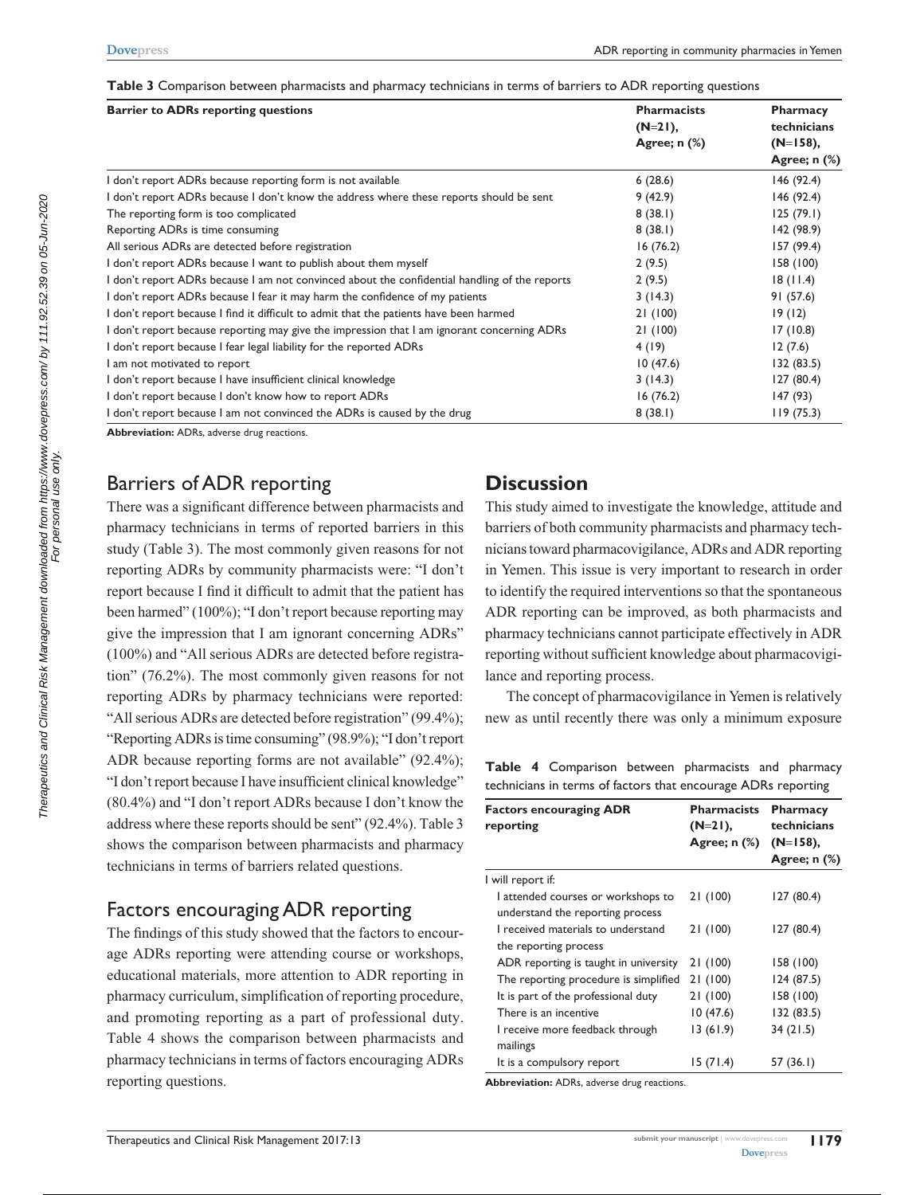**Table 3** Comparison between pharmacists and pharmacy technicians in terms of barriers to ADR reporting questions

| Barrier to ADRs reporting questions | Pharmacists (N=21), Agree; n (%) | Pharmacy technicians (N=158), Agree; n (%) |
|---|---|---|
| I don't report ADRs because reporting form is not available | 6 (28.6) | 146 (92.4) |
| I don't report ADRs because I don't know the address where these reports should be sent | 9 (42.9) | 146 (92.4) |
| The reporting form is too complicated | 8 (38.1) | 125 (79.1) |
| Reporting ADRs is time consuming | 8 (38.1) | 142 (98.9) |
| All serious ADRs are detected before registration | 16 (76.2) | 157 (99.4) |
| I don't report ADRs because I want to publish about them myself | 2 (9.5) | 158 (100) |
| I don't report ADRs because I am not convinced about the confidential handling of the reports | 2 (9.5) | 18 (11.4) |
| I don't report ADRs because I fear it may harm the confidence of my patients | 3 (14.3) | 91 (57.6) |
| I don't report because I find it difficult to admit that the patients have been harmed | 21 (100) | 19 (12) |
| I don't report because reporting may give the impression that I am ignorant concerning ADRs | 21 (100) | 17 (10.8) |
| I don't report because I fear legal liability for the reported ADRs | 4 (19) | 12 (7.6) |
| I am not motivated to report | 10 (47.6) | 132 (83.5) |
| I don't report because I have insufficient clinical knowledge | 3 (14.3) | 127 (80.4) |
| I don't report because I don't know how to report ADRs | 16 (76.2) | 147 (93) |
| I don't report because I am not convinced the ADRs is caused by the drug | 8 (38.1) | 119 (75.3) |

**Abbreviation:** ADRs, adverse drug reactions.

## Barriers of ADR reporting

There was a significant difference between pharmacists and pharmacy technicians in terms of reported barriers in this study (Table 3). The most commonly given reasons for not reporting ADRs by community pharmacists were: "I don't report because I find it difficult to admit that the patient has been harmed" (100%); "I don't report because reporting may give the impression that I am ignorant concerning ADRs" (100%) and "All serious ADRs are detected before registration" (76.2%). The most commonly given reasons for not reporting ADRs by pharmacy technicians were reported: "All serious ADRs are detected before registration" (99.4%); "Reporting ADRs is time consuming" (98.9%); "I don't report ADR because reporting forms are not available" (92.4%); "I don't report because I have insufficient clinical knowledge" (80.4%) and "I don't report ADRs because I don't know the address where these reports should be sent" (92.4%). Table 3 shows the comparison between pharmacists and pharmacy technicians in terms of barriers related questions.

## Factors encouraging ADR reporting

The findings of this study showed that the factors to encourage ADRs reporting were attending course or workshops, educational materials, more attention to ADR reporting in pharmacy curriculum, simplification of reporting procedure, and promoting reporting as a part of professional duty. Table 4 shows the comparison between pharmacists and pharmacy technicians in terms of factors encouraging ADRs reporting questions.

# Discussion

This study aimed to investigate the knowledge, attitude and barriers of both community pharmacists and pharmacy technicians toward pharmacovigilance, ADRs and ADR reporting in Yemen. This issue is very important to research in order to identify the required interventions so that the spontaneous ADR reporting can be improved, as both pharmacists and pharmacy technicians cannot participate effectively in ADR reporting without sufficient knowledge about pharmacovigilance and reporting process.

The concept of pharmacovigilance in Yemen is relatively new as until recently there was only a minimum exposure

**Table 4** Comparison between pharmacists and pharmacy technicians in terms of factors that encourage ADRs reporting

| Factors encouraging ADR reporting | Pharmacists (N=21), Agree; n (%) | Pharmacy technicians (N=158), Agree; n (%) |
|---|---|---|
| I will report if: | | |
| I attended courses or workshops to understand the reporting process | 21 (100) | 127 (80.4) |
| I received materials to understand the reporting process | 21 (100) | 127 (80.4) |
| ADR reporting is taught in university | 21 (100) | 158 (100) |
| The reporting procedure is simplified | 21 (100) | 124 (87.5) |
| It is part of the professional duty | 21 (100) | 158 (100) |
| There is an incentive | 10 (47.6) | 132 (83.5) |
| I receive more feedback through mailings | 13 (61.9) | 34 (21.5) |
| It is a compulsory report | 15 (71.4) | 57 (36.1) |

**Abbreviation:** ADRs, adverse drug reactions.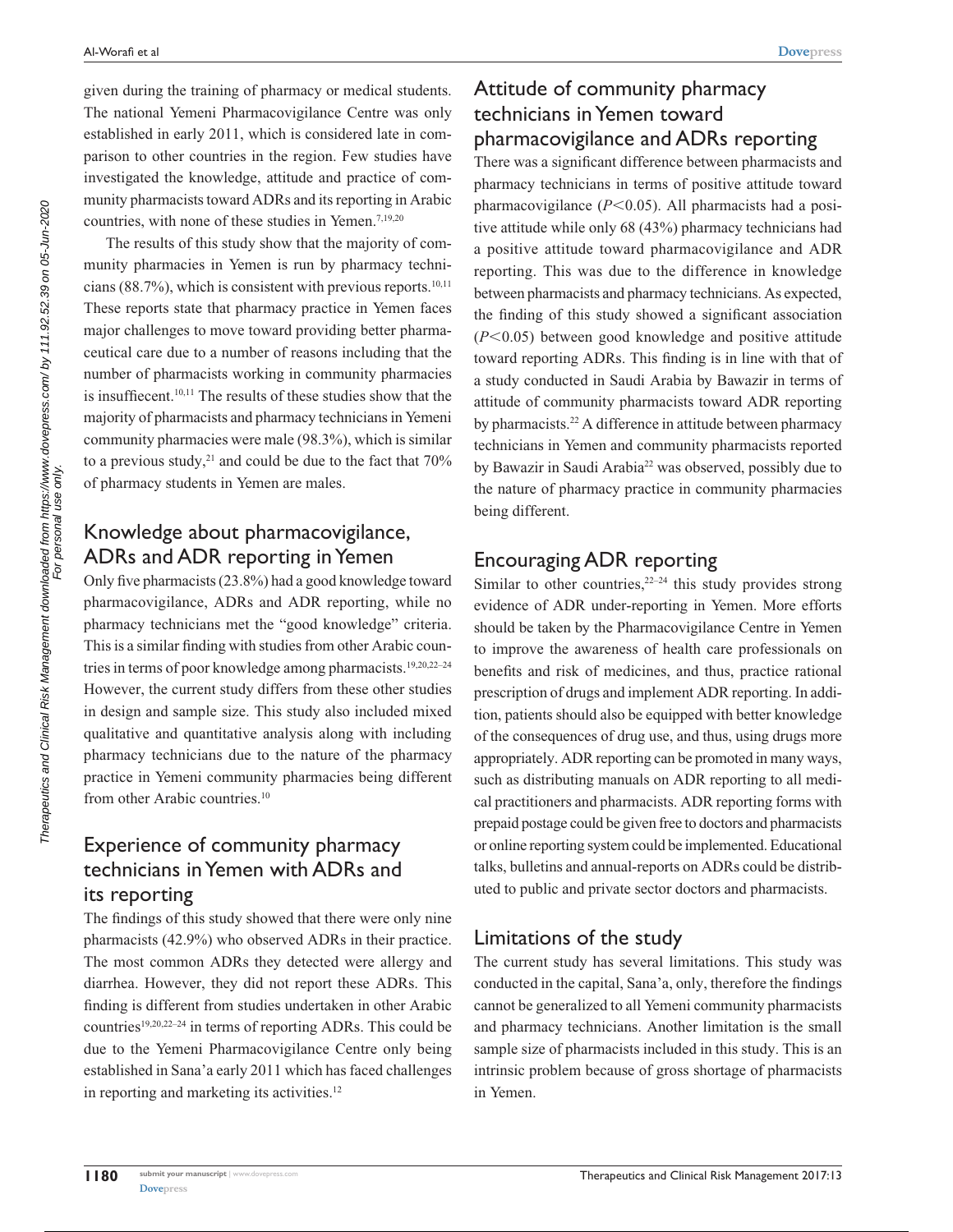given during the training of pharmacy or medical students. The national Yemeni Pharmacovigilance Centre was only established in early 2011, which is considered late in comparison to other countries in the region. Few studies have investigated the knowledge, attitude and practice of community pharmacists toward ADRs and its reporting in Arabic countries, with none of these studies in Yemen.[7,19,20]

The results of this study show that the majority of community pharmacies in Yemen is run by pharmacy technicians (88.7%), which is consistent with previous reports.[10,11] These reports state that pharmacy practice in Yemen faces major challenges to move toward providing better pharmaceutical care due to a number of reasons including that the number of pharmacists working in community pharmacies is insuffiecent.[10,11] The results of these studies show that the majority of pharmacists and pharmacy technicians in Yemeni community pharmacies were male (98.3%), which is similar to a previous study,[21] and could be due to the fact that 70% of pharmacy students in Yemen are males.

## Knowledge about pharmacovigilance, ADRs and ADR reporting in Yemen

Only five pharmacists (23.8%) had a good knowledge toward pharmacovigilance, ADRs and ADR reporting, while no pharmacy technicians met the "good knowledge" criteria. This is a similar finding with studies from other Arabic countries in terms of poor knowledge among pharmacists.[19,20,22–24] However, the current study differs from these other studies in design and sample size. This study also included mixed qualitative and quantitative analysis along with including pharmacy technicians due to the nature of the pharmacy practice in Yemeni community pharmacies being different from other Arabic countries.[10]

## Experience of community pharmacy technicians in Yemen with ADRs and its reporting

The findings of this study showed that there were only nine pharmacists (42.9%) who observed ADRs in their practice. The most common ADRs they detected were allergy and diarrhea. However, they did not report these ADRs. This finding is different from studies undertaken in other Arabic countries[19,20,22–24] in terms of reporting ADRs. This could be due to the Yemeni Pharmacovigilance Centre only being established in Sana'a early 2011 which has faced challenges in reporting and marketing its activities.[12]

## Attitude of community pharmacy technicians in Yemen toward pharmacovigilance and ADRs reporting

There was a significant difference between pharmacists and pharmacy technicians in terms of positive attitude toward pharmacovigilance ($P<0.05$). All pharmacists had a positive attitude while only 68 (43%) pharmacy technicians had a positive attitude toward pharmacovigilance and ADR reporting. This was due to the difference in knowledge between pharmacists and pharmacy technicians. As expected, the finding of this study showed a significant association ($P<0.05$) between good knowledge and positive attitude toward reporting ADRs. This finding is in line with that of a study conducted in Saudi Arabia by Bawazir in terms of attitude of community pharmacists toward ADR reporting by pharmacists.[22] A difference in attitude between pharmacy technicians in Yemen and community pharmacists reported by Bawazir in Saudi Arabia[22] was observed, possibly due to the nature of pharmacy practice in community pharmacies being different.

## Encouraging ADR reporting

Similar to other countries,[22–24] this study provides strong evidence of ADR under-reporting in Yemen. More efforts should be taken by the Pharmacovigilance Centre in Yemen to improve the awareness of health care professionals on benefits and risk of medicines, and thus, practice rational prescription of drugs and implement ADR reporting. In addition, patients should also be equipped with better knowledge of the consequences of drug use, and thus, using drugs more appropriately. ADR reporting can be promoted in many ways, such as distributing manuals on ADR reporting to all medical practitioners and pharmacists. ADR reporting forms with prepaid postage could be given free to doctors and pharmacists or online reporting system could be implemented. Educational talks, bulletins and annual-reports on ADRs could be distributed to public and private sector doctors and pharmacists.

## Limitations of the study

The current study has several limitations. This study was conducted in the capital, Sana'a, only, therefore the findings cannot be generalized to all Yemeni community pharmacists and pharmacy technicians. Another limitation is the small sample size of pharmacists included in this study. This is an intrinsic problem because of gross shortage of pharmacists in Yemen.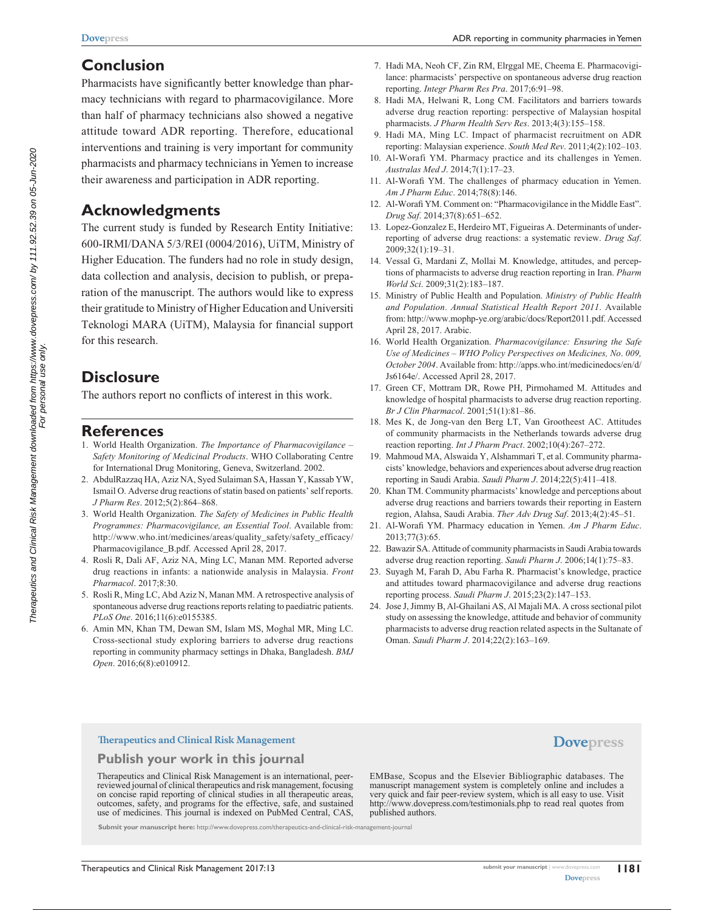## Conclusion

Pharmacists have significantly better knowledge than pharmacy technicians with regard to pharmacovigilance. More than half of pharmacy technicians also showed a negative attitude toward ADR reporting. Therefore, educational interventions and training is very important for community pharmacists and pharmacy technicians in Yemen to increase their awareness and participation in ADR reporting.

## Acknowledgments

The current study is funded by Research Entity Initiative: 600-IRMI/DANA 5/3/REI (0004/2016), UiTM, Ministry of Higher Education. The funders had no role in study design, data collection and analysis, decision to publish, or preparation of the manuscript. The authors would like to express their gratitude to Ministry of Higher Education and Universiti Teknologi MARA (UiTM), Malaysia for financial support for this research.

## Disclosure

The authors report no conflicts of interest in this work.

## References

1. World Health Organization. *The Importance of Pharmacovigilance – Safety Monitoring of Medicinal Products*. WHO Collaborating Centre for International Drug Monitoring, Geneva, Switzerland. 2002.
2. AbdulRazzaq HA, Aziz NA, Syed Sulaiman SA, Hassan Y, Kassab YW, Ismail O. Adverse drug reactions of statin based on patients' self reports. *J Pharm Res*. 2012;5(2):864–868.
3. World Health Organization. *The Safety of Medicines in Public Health Programmes: Pharmacovigilance, an Essential Tool*. Available from: http://www.who.int/medicines/areas/quality_safety/safety_efficacy/Pharmacovigilance_B.pdf. Accessed April 28, 2017.
4. Rosli R, Dali AF, Aziz NA, Ming LC, Manan MM. Reported adverse drug reactions in infants: a nationwide analysis in Malaysia. *Front Pharmacol*. 2017;8:30.
5. Rosli R, Ming LC, Abd Aziz N, Manan MM. A retrospective analysis of spontaneous adverse drug reactions reports relating to paediatric patients. *PLoS One*. 2016;11(6):e0155385.
6. Amin MN, Khan TM, Dewan SM, Islam MS, Moghal MR, Ming LC. Cross-sectional study exploring barriers to adverse drug reactions reporting in community pharmacy settings in Dhaka, Bangladesh. *BMJ Open*. 2016;6(8):e010912.
7. Hadi MA, Neoh CF, Zin RM, Elrggal ME, Cheema E. Pharmacovigilance: pharmacists' perspective on spontaneous adverse drug reaction reporting. *Integr Pharm Res Pra*. 2017;6:91–98.
8. Hadi MA, Helwani R, Long CM. Facilitators and barriers towards adverse drug reaction reporting: perspective of Malaysian hospital pharmacists. *J Pharm Health Serv Res*. 2013;4(3):155–158.
9. Hadi MA, Ming LC. Impact of pharmacist recruitment on ADR reporting: Malaysian experience. *South Med Rev*. 2011;4(2):102–103.
10. Al-Worafi YM. Pharmacy practice and its challenges in Yemen. *Australas Med J*. 2014;7(1):17–23.
11. Al-Worafi YM. The challenges of pharmacy education in Yemen. *Am J Pharm Educ*. 2014;78(8):146.
12. Al-Worafi YM. Comment on: "Pharmacovigilance in the Middle East". *Drug Saf*. 2014;37(8):651–652.
13. Lopez-Gonzalez E, Herdeiro MT, Figueiras A. Determinants of underreporting of adverse drug reactions: a systematic review. *Drug Saf*. 2009;32(1):19–31.
14. Vessal G, Mardani Z, Mollai M. Knowledge, attitudes, and perceptions of pharmacists to adverse drug reaction reporting in Iran. *Pharm World Sci*. 2009;31(2):183–187.
15. Ministry of Public Health and Population. *Ministry of Public Health and Population. Annual Statistical Health Report 2011*. Available from: http://www.mophp-ye.org/arabic/docs/Report2011.pdf. Accessed April 28, 2017. Arabic.
16. World Health Organization. *Pharmacovigilance: Ensuring the Safe Use of Medicines – WHO Policy Perspectives on Medicines, No. 009, October 2004*. Available from: http://apps.who.int/medicinedocs/en/d/Js6164e/. Accessed April 28, 2017.
17. Green CF, Mottram DR, Rowe PH, Pirmohamed M. Attitudes and knowledge of hospital pharmacists to adverse drug reaction reporting. *Br J Clin Pharmacol*. 2001;51(1):81–86.
18. Mes K, de Jong-van den Berg LT, Van Grootheest AC. Attitudes of community pharmacists in the Netherlands towards adverse drug reaction reporting. *Int J Pharm Pract*. 2002;10(4):267–272.
19. Mahmoud MA, Alswaida Y, Alshammari T, et al. Community pharmacists' knowledge, behaviors and experiences about adverse drug reaction reporting in Saudi Arabia. *Saudi Pharm J*. 2014;22(5):411–418.
20. Khan TM. Community pharmacists' knowledge and perceptions about adverse drug reactions and barriers towards their reporting in Eastern region, Alahsa, Saudi Arabia. *Ther Adv Drug Saf*. 2013;4(2):45–51.
21. Al-Worafi YM. Pharmacy education in Yemen. *Am J Pharm Educ*. 2013;77(3):65.
22. Bawazir SA. Attitude of community pharmacists in Saudi Arabia towards adverse drug reaction reporting. *Saudi Pharm J*. 2006;14(1):75–83.
23. Suyagh M, Farah D, Abu Farha R. Pharmacist's knowledge, practice and attitudes toward pharmacovigilance and adverse drug reactions reporting process. *Saudi Pharm J*. 2015;23(2):147–153.
24. Jose J, Jimmy B, Al-Ghailani AS, Al Majali MA. A cross sectional pilot study on assessing the knowledge, attitude and behavior of community pharmacists to adverse drug reaction related aspects in the Sultanate of Oman. *Saudi Pharm J*. 2014;22(2):163–169.